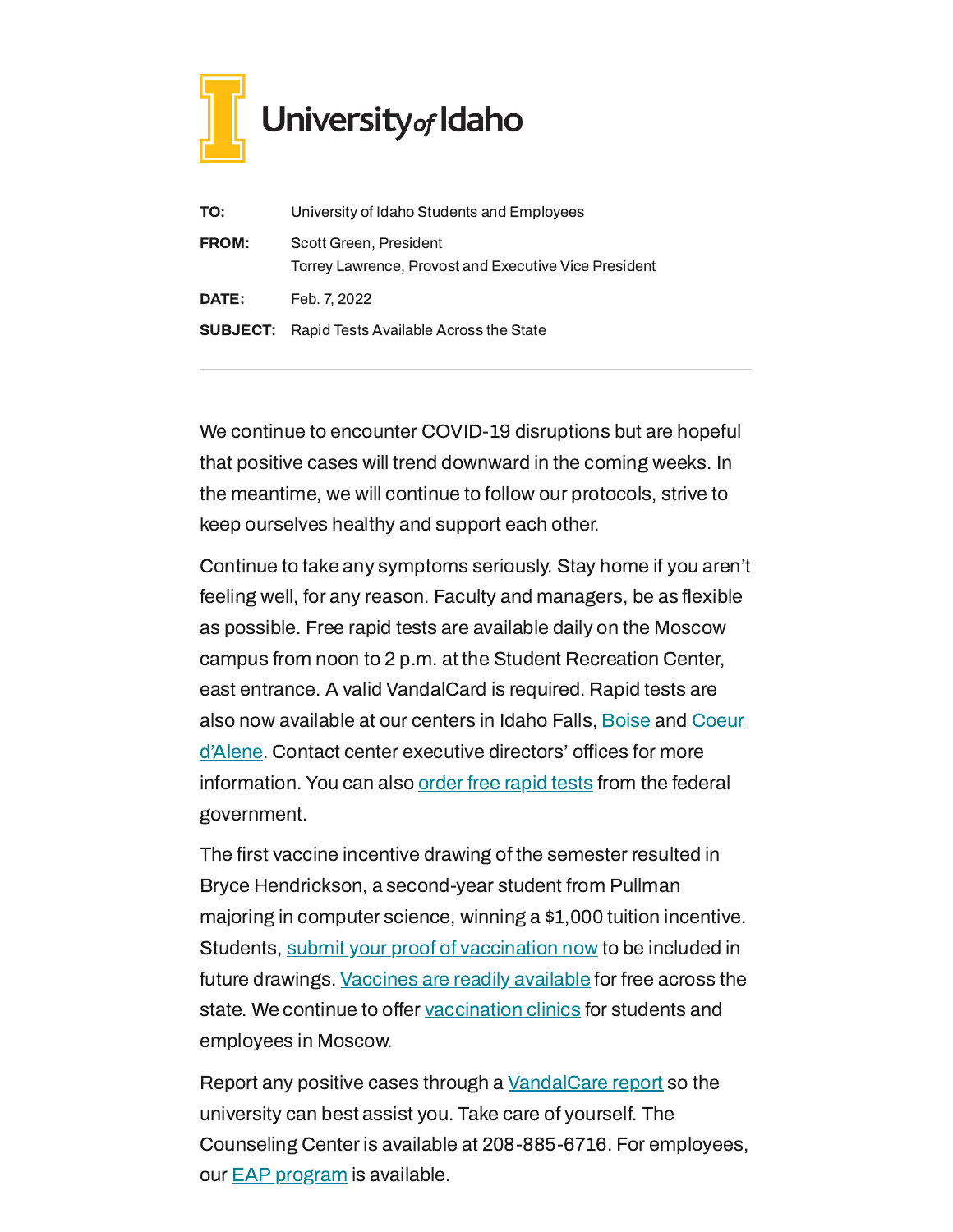University of Idaho

| | |
|---|---|
| **TO:** | University of Idaho Students and Employees |
| **FROM:** | Scott Green, President<br>Torrey Lawrence, Provost and Executive Vice President |
| **DATE:** | Feb. 7, 2022 |
| **SUBJECT:** | Rapid Tests Available Across the State |

---

We continue to encounter COVID-19 disruptions but are hopeful that positive cases will trend downward in the coming weeks. In the meantime, we will continue to follow our protocols, strive to keep ourselves healthy and support each other.

Continue to take any symptoms seriously. Stay home if you aren't feeling well, for any reason. Faculty and managers, be as flexible as possible. Free rapid tests are available daily on the Moscow campus from noon to 2 p.m. at the Student Recreation Center, east entrance. A valid VandalCard is required. Rapid tests are also now available at our centers in Idaho Falls, Boise and Coeur d'Alene. Contact center executive directors' offices for more information. You can also order free rapid tests from the federal government.

The first vaccine incentive drawing of the semester resulted in Bryce Hendrickson, a second-year student from Pullman majoring in computer science, winning a $1,000 tuition incentive. Students, submit your proof of vaccination now to be included in future drawings. Vaccines are readily available for free across the state. We continue to offer vaccination clinics for students and employees in Moscow.

Report any positive cases through a VandalCare report so the university can best assist you. Take care of yourself. The Counseling Center is available at 208-885-6716. For employees, our EAP program is available.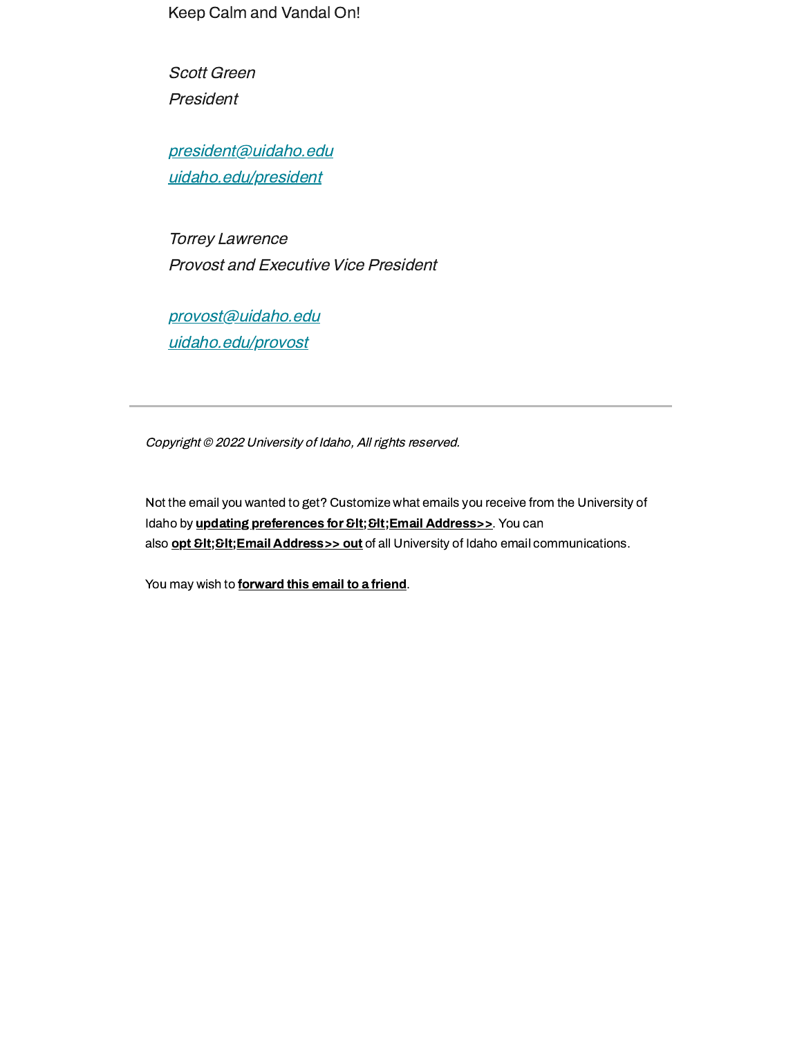Keep Calm and Vandal On!

*Scott Green*
*President*

*president@uidaho.edu*
*uidaho.edu/president*

*Torrey Lawrence*
*Provost and Executive Vice President*

*provost@uidaho.edu*
*uidaho.edu/provost*

---

*Copyright © 2022 University of Idaho, All rights reserved.*

Not the email you wanted to get? Customize what emails you receive from the University of Idaho by **updating preferences for &lt;&lt;Email Address>>**. You can also **opt &lt;&lt;Email Address>> out** of all University of Idaho email communications.

You may wish to **forward this email to a friend**.